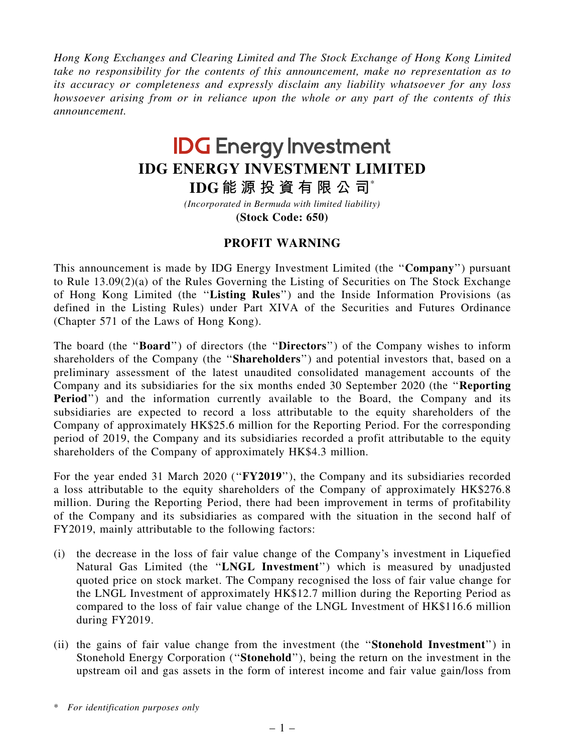*Hong Kong Exchanges and Clearing Limited and The Stock Exchange of Hong Kong Limited take no responsibility for the contents of this announcement, make no representation as to its accuracy or completeness and expressly disclaim any liability whatsoever for any loss howsoever arising from or in reliance upon the whole or any part of the contents of this announcement.*

**IDG Energy Investment**

# IDG ENERGY INVESTMENT LIMITED

# IDG能源投資有限公司*

*(Incorporated in Bermuda with limited liability)*

**(Stock Code: 650)**

## PROFIT WARNING

This announcement is made by IDG Energy Investment Limited (the "**Company**") pursuant to Rule 13.09(2)(a) of the Rules Governing the Listing of Securities on The Stock Exchange of Hong Kong Limited (the "**Listing Rules**") and the Inside Information Provisions (as defined in the Listing Rules) under Part XIVA of the Securities and Futures Ordinance (Chapter 571 of the Laws of Hong Kong).

The board (the "**Board**") of directors (the "**Directors**") of the Company wishes to inform shareholders of the Company (the "**Shareholders**") and potential investors that, based on a preliminary assessment of the latest unaudited consolidated management accounts of the Company and its subsidiaries for the six months ended 30 September 2020 (the "**Reporting Period**") and the information currently available to the Board, the Company and its subsidiaries are expected to record a loss attributable to the equity shareholders of the Company of approximately HK$25.6 million for the Reporting Period. For the corresponding period of 2019, the Company and its subsidiaries recorded a profit attributable to the equity shareholders of the Company of approximately HK$4.3 million.

For the year ended 31 March 2020 ("**FY2019**"), the Company and its subsidiaries recorded a loss attributable to the equity shareholders of the Company of approximately HK$276.8 million. During the Reporting Period, there had been improvement in terms of profitability of the Company and its subsidiaries as compared with the situation in the second half of FY2019, mainly attributable to the following factors:

(i) the decrease in the loss of fair value change of the Company's investment in Liquefied Natural Gas Limited (the "**LNGL Investment**") which is measured by unadjusted quoted price on stock market. The Company recognised the loss of fair value change for the LNGL Investment of approximately HK$12.7 million during the Reporting Period as compared to the loss of fair value change of the LNGL Investment of HK$116.6 million during FY2019.

(ii) the gains of fair value change from the investment (the "**Stonehold Investment**") in Stonehold Energy Corporation ("**Stonehold**"), being the return on the investment in the upstream oil and gas assets in the form of interest income and fair value gain/loss from

\* *For identification purposes only*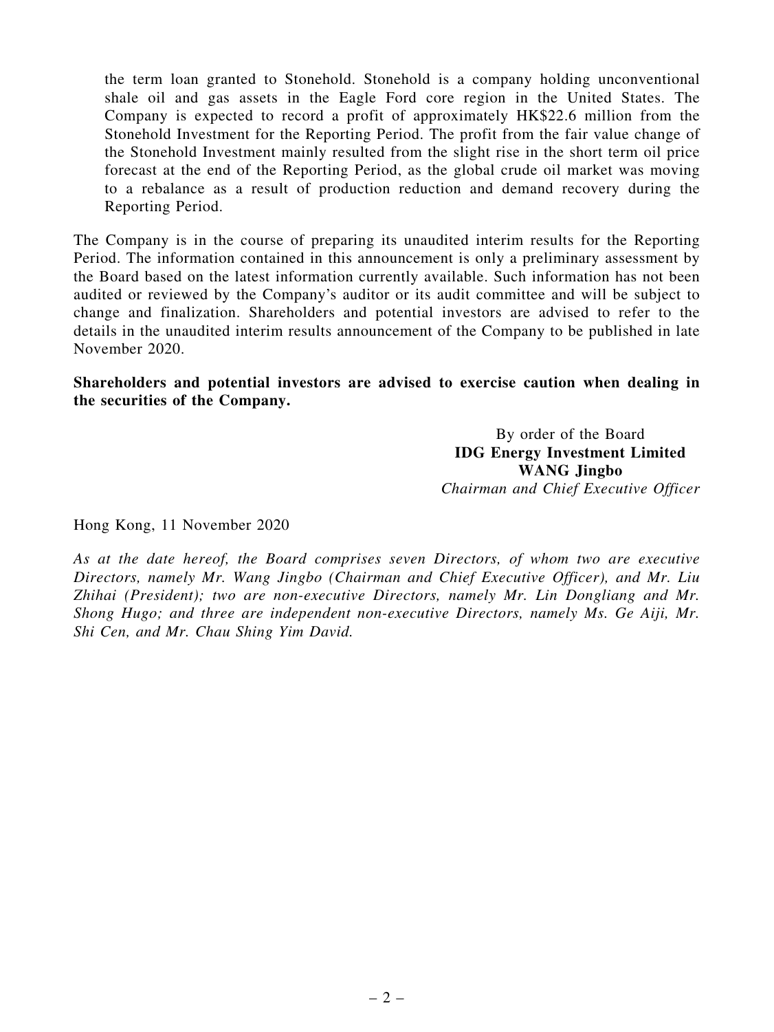the term loan granted to Stonehold. Stonehold is a company holding unconventional shale oil and gas assets in the Eagle Ford core region in the United States. The Company is expected to record a profit of approximately HK$22.6 million from the Stonehold Investment for the Reporting Period. The profit from the fair value change of the Stonehold Investment mainly resulted from the slight rise in the short term oil price forecast at the end of the Reporting Period, as the global crude oil market was moving to a rebalance as a result of production reduction and demand recovery during the Reporting Period.

The Company is in the course of preparing its unaudited interim results for the Reporting Period. The information contained in this announcement is only a preliminary assessment by the Board based on the latest information currently available. Such information has not been audited or reviewed by the Company's auditor or its audit committee and will be subject to change and finalization. Shareholders and potential investors are advised to refer to the details in the unaudited interim results announcement of the Company to be published in late November 2020.

**Shareholders and potential investors are advised to exercise caution when dealing in the securities of the Company.**

By order of the Board
**IDG Energy Investment Limited**
**WANG Jingbo**
*Chairman and Chief Executive Officer*

Hong Kong, 11 November 2020

*As at the date hereof, the Board comprises seven Directors, of whom two are executive Directors, namely Mr. Wang Jingbo (Chairman and Chief Executive Officer), and Mr. Liu Zhihai (President); two are non-executive Directors, namely Mr. Lin Dongliang and Mr. Shong Hugo; and three are independent non-executive Directors, namely Ms. Ge Aiji, Mr. Shi Cen, and Mr. Chau Shing Yim David.*